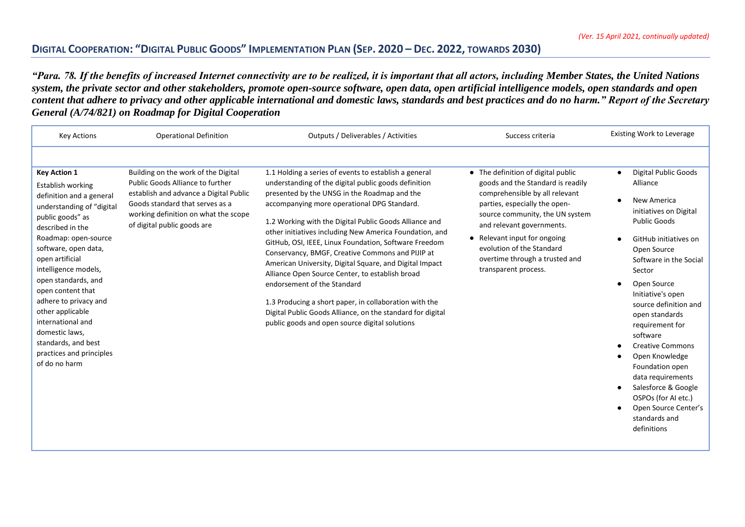*(Ver. 15 April 2021, continually updated)*

## DIGITAL COOPERATION: "DIGITAL PUBLIC GOODS" IMPLEMENTATION PLAN (SEP. 2020 – DEC. 2022, TOWARDS 2030)

***"Para. 78. If the benefits of increased Internet connectivity are to be realized, it is important that all actors, including Member States, the United Nations system, the private sector and other stakeholders, promote open-source software, open data, open artificial intelligence models, open standards and open content that adhere to privacy and other applicable international and domestic laws, standards and best practices and do no harm." Report of the Secretary General (A/74/821) on Roadmap for Digital Cooperation***

| Key Actions | Operational Definition | Outputs / Deliverables / Activities | Success criteria | Existing Work to Leverage |
|---|---|---|---|---|
| | | | | |
| **Key Action 1**<br>Establish working definition and a general understanding of "digital public goods" as described in the Roadmap: open-source software, open data, open artificial intelligence models, open standards, and open content that adhere to privacy and other applicable international and domestic laws, standards, and best practices and principles of do no harm | Building on the work of the Digital Public Goods Alliance to further establish and advance a Digital Public Goods standard that serves as a working definition on what the scope of digital public goods are | 1.1 Holding a series of events to establish a general understanding of the digital public goods definition presented by the UNSG in the Roadmap and the accompanying more operational DPG Standard.<br><br>1.2 Working with the Digital Public Goods Alliance and other initiatives including New America Foundation, and GitHub, OSI, IEEE, Linux Foundation, Software Freedom Conservancy, BMGF, Creative Commons and PIJIP at American University, Digital Square, and Digital Impact Alliance Open Source Center, to establish broad endorsement of the Standard<br><br>1.3 Producing a short paper, in collaboration with the Digital Public Goods Alliance, on the standard for digital public goods and open source digital solutions | • The definition of digital public goods and the Standard is readily comprehensible by all relevant parties, especially the open-source community, the UN system and relevant governments.<br>• Relevant input for ongoing evolution of the Standard overtime through a trusted and transparent process. | • Digital Public Goods Alliance<br>• New America initiatives on Digital Public Goods<br>• GitHub initiatives on Open Source Software in the Social Sector<br>• Open Source Initiative's open source definition and open standards requirement for software<br>• Creative Commons<br>• Open Knowledge Foundation open data requirements<br>• Salesforce & Google OSPOs (for AI etc.)<br>• Open Source Center's standards and definitions |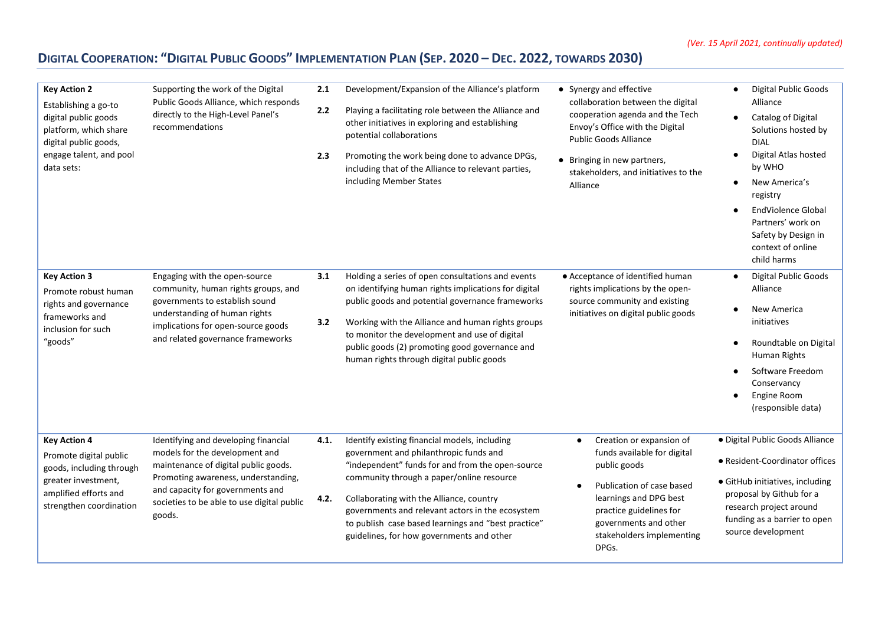*(Ver. 15 April 2021, continually updated)*

# DIGITAL COOPERATION: "DIGITAL PUBLIC GOODS" IMPLEMENTATION PLAN (SEP. 2020 – DEC. 2022, TOWARDS 2030)

| | | | | | |
|---|---|---|---|---|---|
| **Key Action 2**<br>Establishing a go-to digital public goods platform, which share digital public goods, engage talent, and pool data sets: | Supporting the work of the Digital Public Goods Alliance, which responds directly to the High-Level Panel's recommendations | 2.1<br><br>2.2<br><br>2.3 | Development/Expansion of the Alliance's platform<br><br>Playing a facilitating role between the Alliance and other initiatives in exploring and establishing potential collaborations<br><br>Promoting the work being done to advance DPGs, including that of the Alliance to relevant parties, including Member States | • Synergy and effective collaboration between the digital cooperation agenda and the Tech Envoy's Office with the Digital Public Goods Alliance<br>• Bringing in new partners, stakeholders, and initiatives to the Alliance | • Digital Public Goods Alliance<br>• Catalog of Digital Solutions hosted by DIAL<br>• Digital Atlas hosted by WHO<br>• New America's registry<br>• EndViolence Global Partners' work on Safety by Design in context of online child harms |
| **Key Action 3**<br>Promote robust human rights and governance frameworks and inclusion for such "goods" | Engaging with the open-source community, human rights groups, and governments to establish sound understanding of human rights implications for open-source goods and related governance frameworks | 3.1<br><br>3.2 | Holding a series of open consultations and events on identifying human rights implications for digital public goods and potential governance frameworks<br><br>Working with the Alliance and human rights groups to monitor the development and use of digital public goods (2) promoting good governance and human rights through digital public goods | • Acceptance of identified human rights implications by the open-source community and existing initiatives on digital public goods | • Digital Public Goods Alliance<br>• New America initiatives<br>• Roundtable on Digital Human Rights<br>• Software Freedom Conservancy<br>• Engine Room (responsible data) |
| **Key Action 4**<br>Promote digital public goods, including through greater investment, amplified efforts and strengthen coordination | Identifying and developing financial models for the development and maintenance of digital public goods. Promoting awareness, understanding, and capacity for governments and societies to be able to use digital public goods. | 4.1.<br><br>4.2. | Identify existing financial models, including government and philanthropic funds and "independent" funds for and from the open-source community through a paper/online resource<br><br>Collaborating with the Alliance, country governments and relevant actors in the ecosystem to publish case based learnings and "best practice" guidelines, for how governments and other | • Creation or expansion of funds available for digital public goods<br>• Publication of case based learnings and DPG best practice guidelines for governments and other stakeholders implementing DPGs. | • Digital Public Goods Alliance<br>• Resident-Coordinator offices<br>• GitHub initiatives, including proposal by Github for a research project around funding as a barrier to open source development |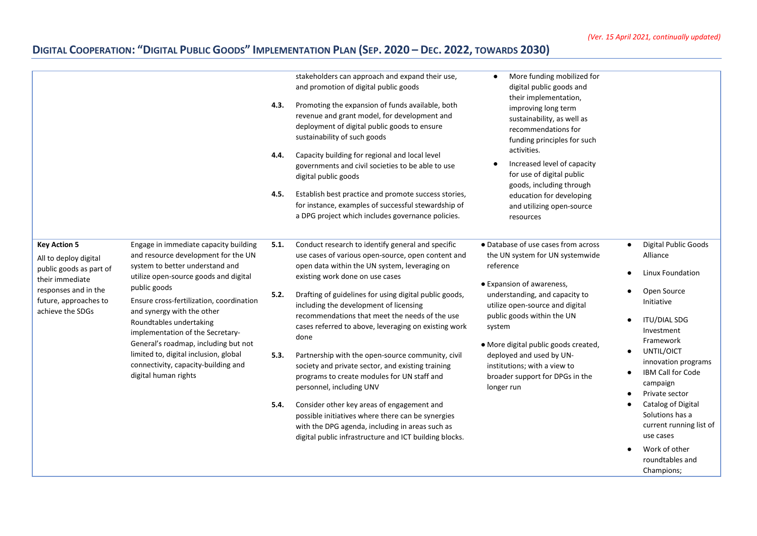*(Ver. 15 April 2021, continually updated)*

## DIGITAL COOPERATION: "DIGITAL PUBLIC GOODS" IMPLEMENTATION PLAN (SEP. 2020 – DEC. 2022, TOWARDS 2030)

| | | | | | |
|---|---|---|---|---|---|
| | | | stakeholders can approach and expand their use, and promotion of digital public goods | ● More funding mobilized for digital public goods and their implementation, improving long term sustainability, as well as recommendations for funding principles for such activities.<br>● Increased level of capacity for use of digital public goods, including through education for developing and utilizing open-source resources | |
| | | **4.3.** | Promoting the expansion of funds available, both revenue and grant model, for development and deployment of digital public goods to ensure sustainability of such goods | | |
| | | **4.4.** | Capacity building for regional and local level governments and civil societies to be able to use digital public goods | | |
| | | **4.5.** | Establish best practice and promote success stories, for instance, examples of successful stewardship of a DPG project which includes governance policies. | | |
| **Key Action 5**<br>All to deploy digital public goods as part of their immediate responses and in the future, approaches to achieve the SDGs | Engage in immediate capacity building and resource development for the UN system to better understand and utilize open-source goods and digital public goods<br>Ensure cross-fertilization, coordination and synergy with the other Roundtables undertaking implementation of the Secretary-General's roadmap, including but not limited to, digital inclusion, global connectivity, capacity-building and digital human rights | **5.1.** | Conduct research to identify general and specific use cases of various open-source, open content and open data within the UN system, leveraging on existing work done on use cases | ● Database of use cases from across the UN system for UN systemwide reference<br>● Expansion of awareness, understanding, and capacity to utilize open-source and digital public goods within the UN system<br>● More digital public goods created, deployed and used by UN-institutions; with a view to broader support for DPGs in the longer run | ● Digital Public Goods Alliance<br>● Linux Foundation<br>● Open Source Initiative<br>● ITU/DIAL SDG Investment Framework<br>● UNTIL/OICT innovation programs<br>● IBM Call for Code campaign<br>● Private sector<br>● Catalog of Digital Solutions has a current running list of use cases<br>● Work of other roundtables and Champions; |
| | | **5.2.** | Drafting of guidelines for using digital public goods, including the development of licensing recommendations that meet the needs of the use cases referred to above, leveraging on existing work done | | |
| | | **5.3.** | Partnership with the open-source community, civil society and private sector, and existing training programs to create modules for UN staff and personnel, including UNV | | |
| | | **5.4.** | Consider other key areas of engagement and possible initiatives where there can be synergies with the DPG agenda, including in areas such as digital public infrastructure and ICT building blocks. | | |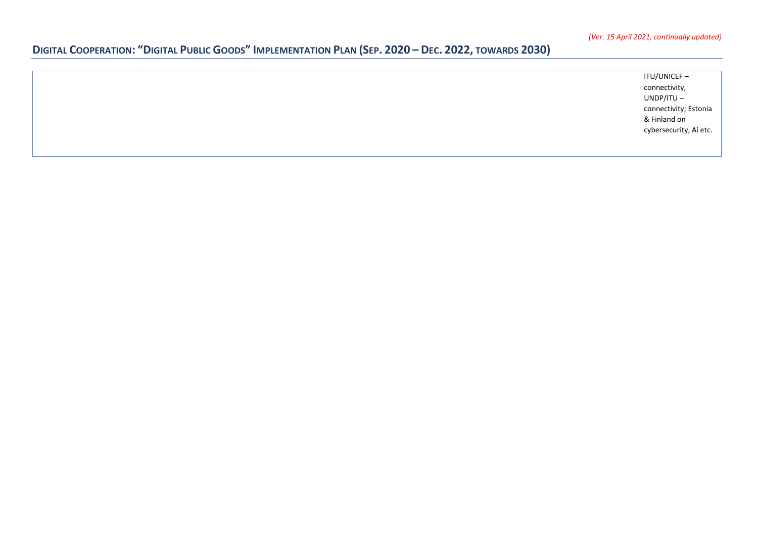| | |
|---|---|
| | ITU/UNICEF – connectivity, UNDP/ITU – connectivity; Estonia & Finland on cybersecurity, Ai etc. |